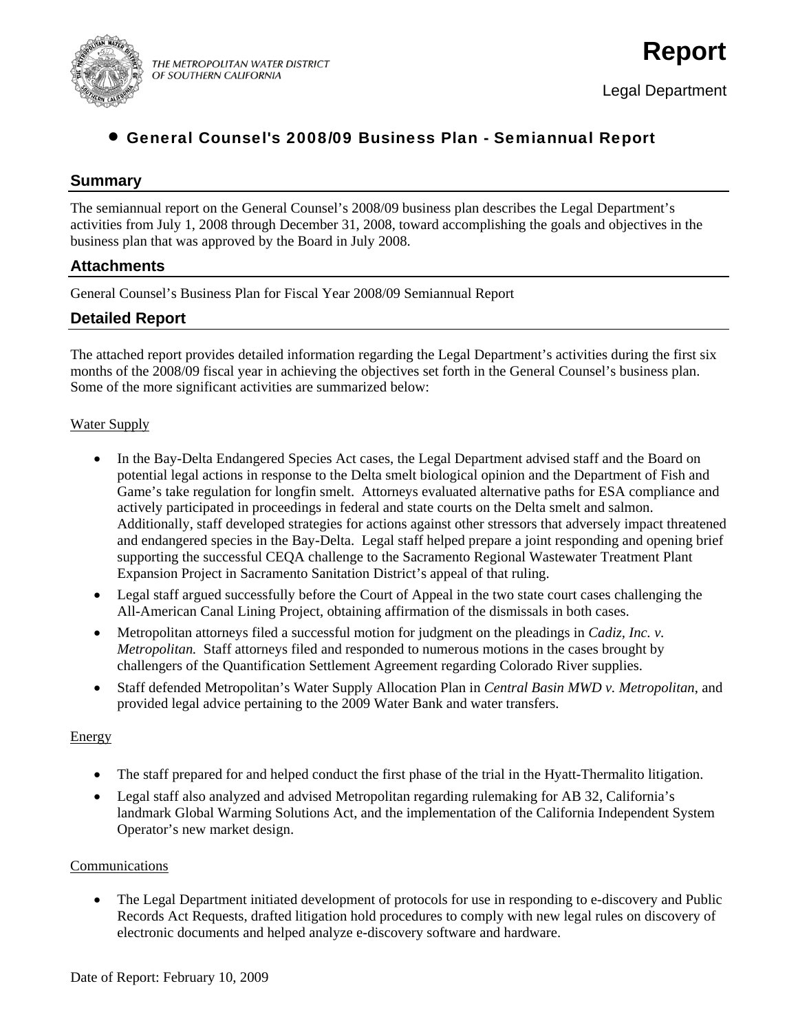THE METROPOLITAN WATER DISTRICT OF SOUTHERN CALIFORNIA

# Report

Legal Department

## • General Counsel's 2008/09 Business Plan - Semiannual Report

### Summary

The semiannual report on the General Counsel's 2008/09 business plan describes the Legal Department's activities from July 1, 2008 through December 31, 2008, toward accomplishing the goals and objectives in the business plan that was approved by the Board in July 2008.

### Attachments

General Counsel's Business Plan for Fiscal Year 2008/09 Semiannual Report

### Detailed Report

The attached report provides detailed information regarding the Legal Department's activities during the first six months of the 2008/09 fiscal year in achieving the objectives set forth in the General Counsel's business plan. Some of the more significant activities are summarized below:

Water Supply

- In the Bay-Delta Endangered Species Act cases, the Legal Department advised staff and the Board on potential legal actions in response to the Delta smelt biological opinion and the Department of Fish and Game's take regulation for longfin smelt. Attorneys evaluated alternative paths for ESA compliance and actively participated in proceedings in federal and state courts on the Delta smelt and salmon. Additionally, staff developed strategies for actions against other stressors that adversely impact threatened and endangered species in the Bay-Delta. Legal staff helped prepare a joint responding and opening brief supporting the successful CEQA challenge to the Sacramento Regional Wastewater Treatment Plant Expansion Project in Sacramento Sanitation District's appeal of that ruling.
- Legal staff argued successfully before the Court of Appeal in the two state court cases challenging the All-American Canal Lining Project, obtaining affirmation of the dismissals in both cases.
- Metropolitan attorneys filed a successful motion for judgment on the pleadings in *Cadiz, Inc. v. Metropolitan.* Staff attorneys filed and responded to numerous motions in the cases brought by challengers of the Quantification Settlement Agreement regarding Colorado River supplies.
- Staff defended Metropolitan's Water Supply Allocation Plan in *Central Basin MWD v. Metropolitan*, and provided legal advice pertaining to the 2009 Water Bank and water transfers.

Energy

- The staff prepared for and helped conduct the first phase of the trial in the Hyatt-Thermalito litigation.
- Legal staff also analyzed and advised Metropolitan regarding rulemaking for AB 32, California's landmark Global Warming Solutions Act, and the implementation of the California Independent System Operator's new market design.

Communications

- The Legal Department initiated development of protocols for use in responding to e-discovery and Public Records Act Requests, drafted litigation hold procedures to comply with new legal rules on discovery of electronic documents and helped analyze e-discovery software and hardware.

Date of Report: February 10, 2009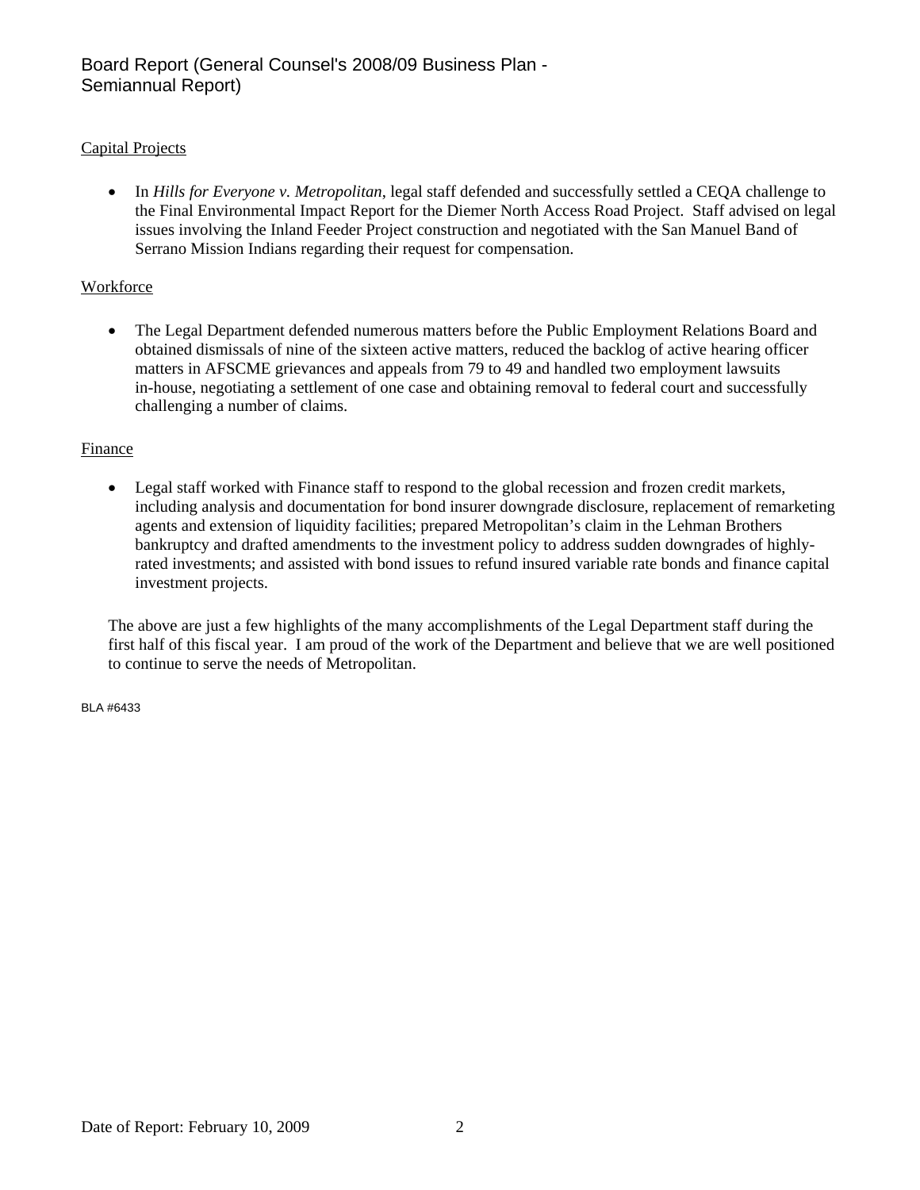Capital Projects

- In *Hills for Everyone v. Metropolitan*, legal staff defended and successfully settled a CEQA challenge to the Final Environmental Impact Report for the Diemer North Access Road Project. Staff advised on legal issues involving the Inland Feeder Project construction and negotiated with the San Manuel Band of Serrano Mission Indians regarding their request for compensation.

Workforce

- The Legal Department defended numerous matters before the Public Employment Relations Board and obtained dismissals of nine of the sixteen active matters, reduced the backlog of active hearing officer matters in AFSCME grievances and appeals from 79 to 49 and handled two employment lawsuits in-house, negotiating a settlement of one case and obtaining removal to federal court and successfully challenging a number of claims.

Finance

- Legal staff worked with Finance staff to respond to the global recession and frozen credit markets, including analysis and documentation for bond insurer downgrade disclosure, replacement of remarketing agents and extension of liquidity facilities; prepared Metropolitan's claim in the Lehman Brothers bankruptcy and drafted amendments to the investment policy to address sudden downgrades of highly-rated investments; and assisted with bond issues to refund insured variable rate bonds and finance capital investment projects.

The above are just a few highlights of the many accomplishments of the Legal Department staff during the first half of this fiscal year. I am proud of the work of the Department and believe that we are well positioned to continue to serve the needs of Metropolitan.

BLA #6433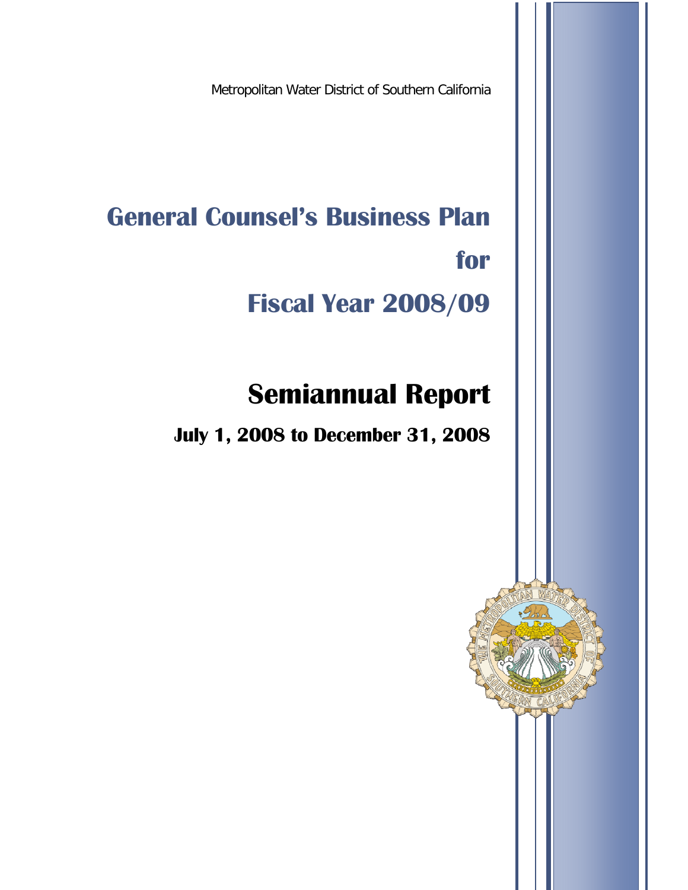Metropolitan Water District of Southern California

# General Counsel's Business Plan for Fiscal Year 2008/09

# Semiannual Report

## July 1, 2008 to December 31, 2008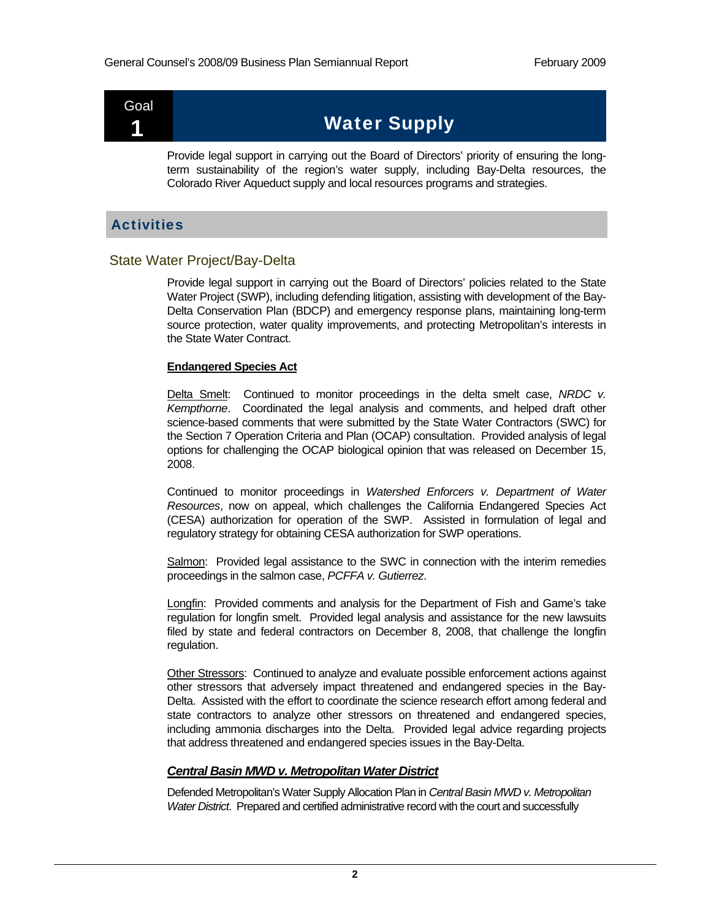# Goal 1 Water Supply

Provide legal support in carrying out the Board of Directors' priority of ensuring the long-term sustainability of the region's water supply, including Bay-Delta resources, the Colorado River Aqueduct supply and local resources programs and strategies.

## Activities

### State Water Project/Bay-Delta

Provide legal support in carrying out the Board of Directors' policies related to the State Water Project (SWP), including defending litigation, assisting with development of the Bay-Delta Conservation Plan (BDCP) and emergency response plans, maintaining long-term source protection, water quality improvements, and protecting Metropolitan's interests in the State Water Contract.

**Endangered Species Act**

Delta Smelt: Continued to monitor proceedings in the delta smelt case, *NRDC v. Kempthorne*. Coordinated the legal analysis and comments, and helped draft other science-based comments that were submitted by the State Water Contractors (SWC) for the Section 7 Operation Criteria and Plan (OCAP) consultation. Provided analysis of legal options for challenging the OCAP biological opinion that was released on December 15, 2008.

Continued to monitor proceedings in *Watershed Enforcers v. Department of Water Resources*, now on appeal, which challenges the California Endangered Species Act (CESA) authorization for operation of the SWP. Assisted in formulation of legal and regulatory strategy for obtaining CESA authorization for SWP operations.

Salmon: Provided legal assistance to the SWC in connection with the interim remedies proceedings in the salmon case, *PCFFA v. Gutierrez*.

Longfin: Provided comments and analysis for the Department of Fish and Game's take regulation for longfin smelt. Provided legal analysis and assistance for the new lawsuits filed by state and federal contractors on December 8, 2008, that challenge the longfin regulation.

Other Stressors: Continued to analyze and evaluate possible enforcement actions against other stressors that adversely impact threatened and endangered species in the Bay-Delta. Assisted with the effort to coordinate the science research effort among federal and state contractors to analyze other stressors on threatened and endangered species, including ammonia discharges into the Delta. Provided legal advice regarding projects that address threatened and endangered species issues in the Bay-Delta.

***Central Basin MWD v. Metropolitan Water District***

Defended Metropolitan's Water Supply Allocation Plan in *Central Basin MWD v. Metropolitan Water District*. Prepared and certified administrative record with the court and successfully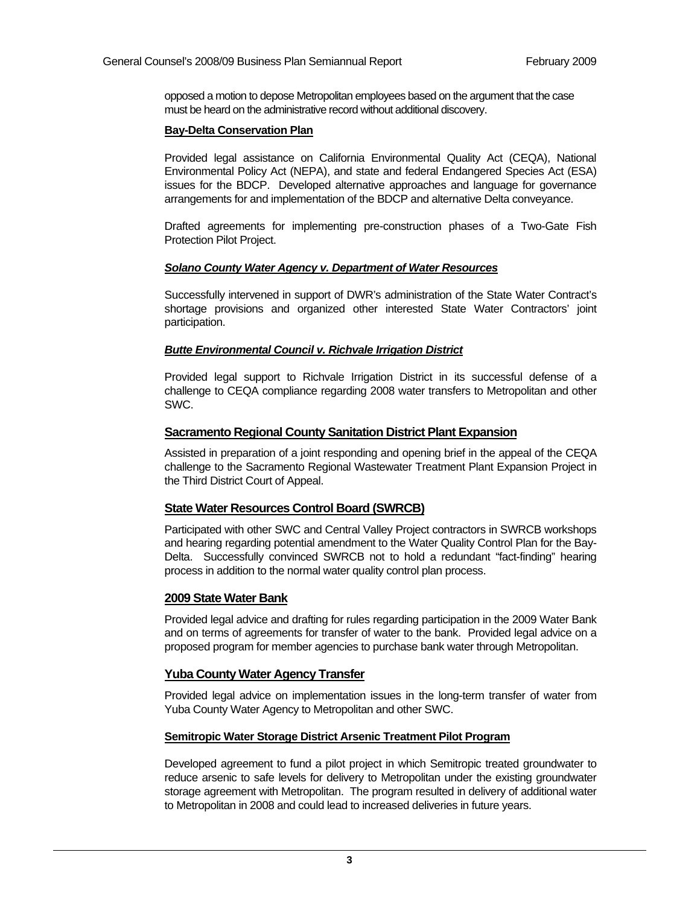opposed a motion to depose Metropolitan employees based on the argument that the case must be heard on the administrative record without additional discovery.

**Bay-Delta Conservation Plan**

Provided legal assistance on California Environmental Quality Act (CEQA), National Environmental Policy Act (NEPA), and state and federal Endangered Species Act (ESA) issues for the BDCP. Developed alternative approaches and language for governance arrangements for and implementation of the BDCP and alternative Delta conveyance.

Drafted agreements for implementing pre-construction phases of a Two-Gate Fish Protection Pilot Project.

***Solano County Water Agency v. Department of Water Resources***

Successfully intervened in support of DWR's administration of the State Water Contract's shortage provisions and organized other interested State Water Contractors' joint participation.

***Butte Environmental Council v. Richvale Irrigation District***

Provided legal support to Richvale Irrigation District in its successful defense of a challenge to CEQA compliance regarding 2008 water transfers to Metropolitan and other SWC.

## Sacramento Regional County Sanitation District Plant Expansion

Assisted in preparation of a joint responding and opening brief in the appeal of the CEQA challenge to the Sacramento Regional Wastewater Treatment Plant Expansion Project in the Third District Court of Appeal.

## State Water Resources Control Board (SWRCB)

Participated with other SWC and Central Valley Project contractors in SWRCB workshops and hearing regarding potential amendment to the Water Quality Control Plan for the Bay-Delta. Successfully convinced SWRCB not to hold a redundant "fact-finding" hearing process in addition to the normal water quality control plan process.

## 2009 State Water Bank

Provided legal advice and drafting for rules regarding participation in the 2009 Water Bank and on terms of agreements for transfer of water to the bank. Provided legal advice on a proposed program for member agencies to purchase bank water through Metropolitan.

## Yuba County Water Agency Transfer

Provided legal advice on implementation issues in the long-term transfer of water from Yuba County Water Agency to Metropolitan and other SWC.

**Semitropic Water Storage District Arsenic Treatment Pilot Program**

Developed agreement to fund a pilot project in which Semitropic treated groundwater to reduce arsenic to safe levels for delivery to Metropolitan under the existing groundwater storage agreement with Metropolitan. The program resulted in delivery of additional water to Metropolitan in 2008 and could lead to increased deliveries in future years.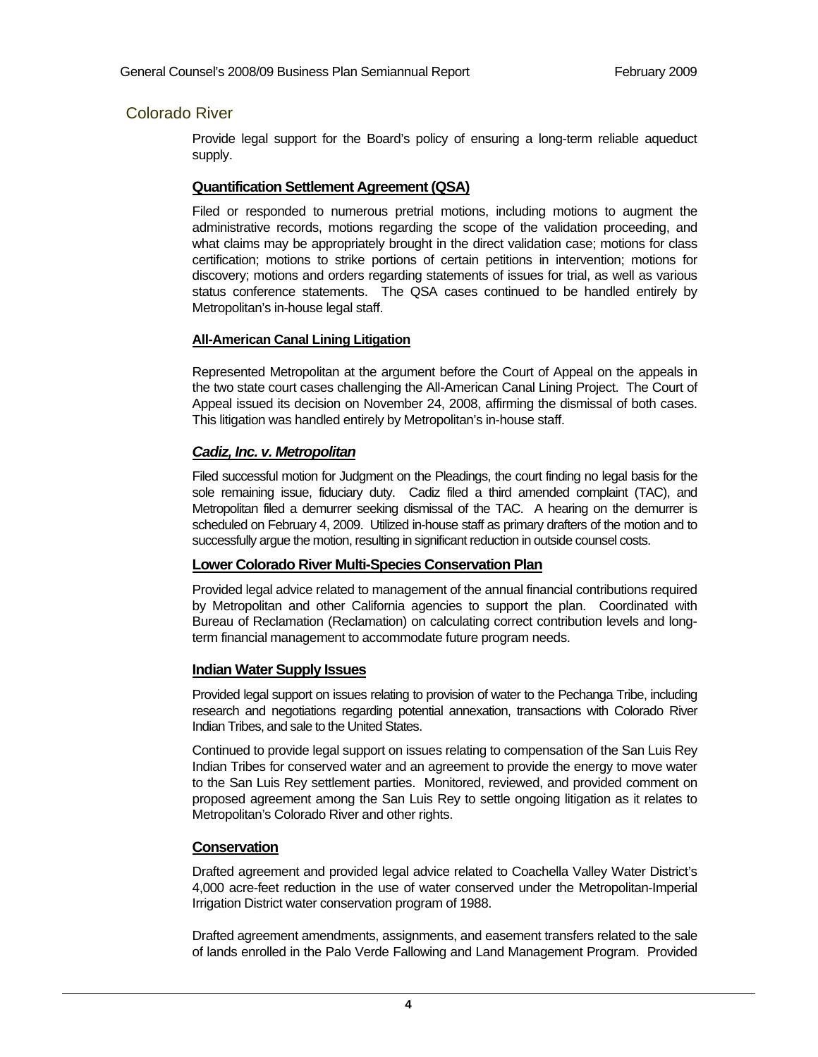## Colorado River

Provide legal support for the Board's policy of ensuring a long-term reliable aqueduct supply.

### Quantification Settlement Agreement (QSA)

Filed or responded to numerous pretrial motions, including motions to augment the administrative records, motions regarding the scope of the validation proceeding, and what claims may be appropriately brought in the direct validation case; motions for class certification; motions to strike portions of certain petitions in intervention; motions for discovery; motions and orders regarding statements of issues for trial, as well as various status conference statements. The QSA cases continued to be handled entirely by Metropolitan's in-house legal staff.

### All-American Canal Lining Litigation

Represented Metropolitan at the argument before the Court of Appeal on the appeals in the two state court cases challenging the All-American Canal Lining Project. The Court of Appeal issued its decision on November 24, 2008, affirming the dismissal of both cases. This litigation was handled entirely by Metropolitan's in-house staff.

### *Cadiz, Inc. v. Metropolitan*

Filed successful motion for Judgment on the Pleadings, the court finding no legal basis for the sole remaining issue, fiduciary duty. Cadiz filed a third amended complaint (TAC), and Metropolitan filed a demurrer seeking dismissal of the TAC. A hearing on the demurrer is scheduled on February 4, 2009. Utilized in-house staff as primary drafters of the motion and to successfully argue the motion, resulting in significant reduction in outside counsel costs.

### Lower Colorado River Multi-Species Conservation Plan

Provided legal advice related to management of the annual financial contributions required by Metropolitan and other California agencies to support the plan. Coordinated with Bureau of Reclamation (Reclamation) on calculating correct contribution levels and long-term financial management to accommodate future program needs.

### Indian Water Supply Issues

Provided legal support on issues relating to provision of water to the Pechanga Tribe, including research and negotiations regarding potential annexation, transactions with Colorado River Indian Tribes, and sale to the United States.

Continued to provide legal support on issues relating to compensation of the San Luis Rey Indian Tribes for conserved water and an agreement to provide the energy to move water to the San Luis Rey settlement parties. Monitored, reviewed, and provided comment on proposed agreement among the San Luis Rey to settle ongoing litigation as it relates to Metropolitan's Colorado River and other rights.

### Conservation

Drafted agreement and provided legal advice related to Coachella Valley Water District's 4,000 acre-feet reduction in the use of water conserved under the Metropolitan-Imperial Irrigation District water conservation program of 1988.

Drafted agreement amendments, assignments, and easement transfers related to the sale of lands enrolled in the Palo Verde Fallowing and Land Management Program. Provided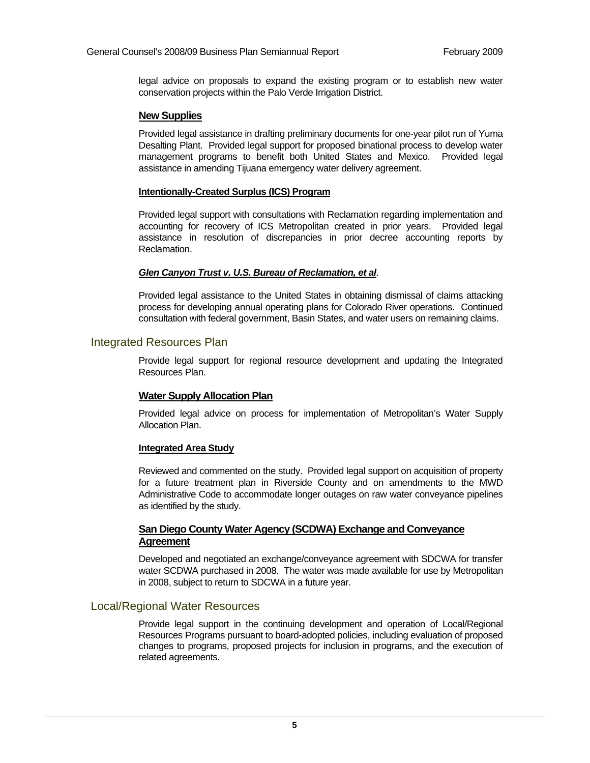legal advice on proposals to expand the existing program or to establish new water conservation projects within the Palo Verde Irrigation District.

### New Supplies

Provided legal assistance in drafting preliminary documents for one-year pilot run of Yuma Desalting Plant. Provided legal support for proposed binational process to develop water management programs to benefit both United States and Mexico. Provided legal assistance in amending Tijuana emergency water delivery agreement.

#### Intentionally-Created Surplus (ICS) Program

Provided legal support with consultations with Reclamation regarding implementation and accounting for recovery of ICS Metropolitan created in prior years. Provided legal assistance in resolution of discrepancies in prior decree accounting reports by Reclamation.

#### *Glen Canyon Trust v. U.S. Bureau of Reclamation, et al*.

Provided legal assistance to the United States in obtaining dismissal of claims attacking process for developing annual operating plans for Colorado River operations. Continued consultation with federal government, Basin States, and water users on remaining claims.

## Integrated Resources Plan

Provide legal support for regional resource development and updating the Integrated Resources Plan.

### Water Supply Allocation Plan

Provided legal advice on process for implementation of Metropolitan's Water Supply Allocation Plan.

#### Integrated Area Study

Reviewed and commented on the study. Provided legal support on acquisition of property for a future treatment plan in Riverside County and on amendments to the MWD Administrative Code to accommodate longer outages on raw water conveyance pipelines as identified by the study.

### San Diego County Water Agency (SCDWA) Exchange and Conveyance Agreement

Developed and negotiated an exchange/conveyance agreement with SDCWA for transfer water SCDWA purchased in 2008. The water was made available for use by Metropolitan in 2008, subject to return to SDCWA in a future year.

## Local/Regional Water Resources

Provide legal support in the continuing development and operation of Local/Regional Resources Programs pursuant to board-adopted policies, including evaluation of proposed changes to programs, proposed projects for inclusion in programs, and the execution of related agreements.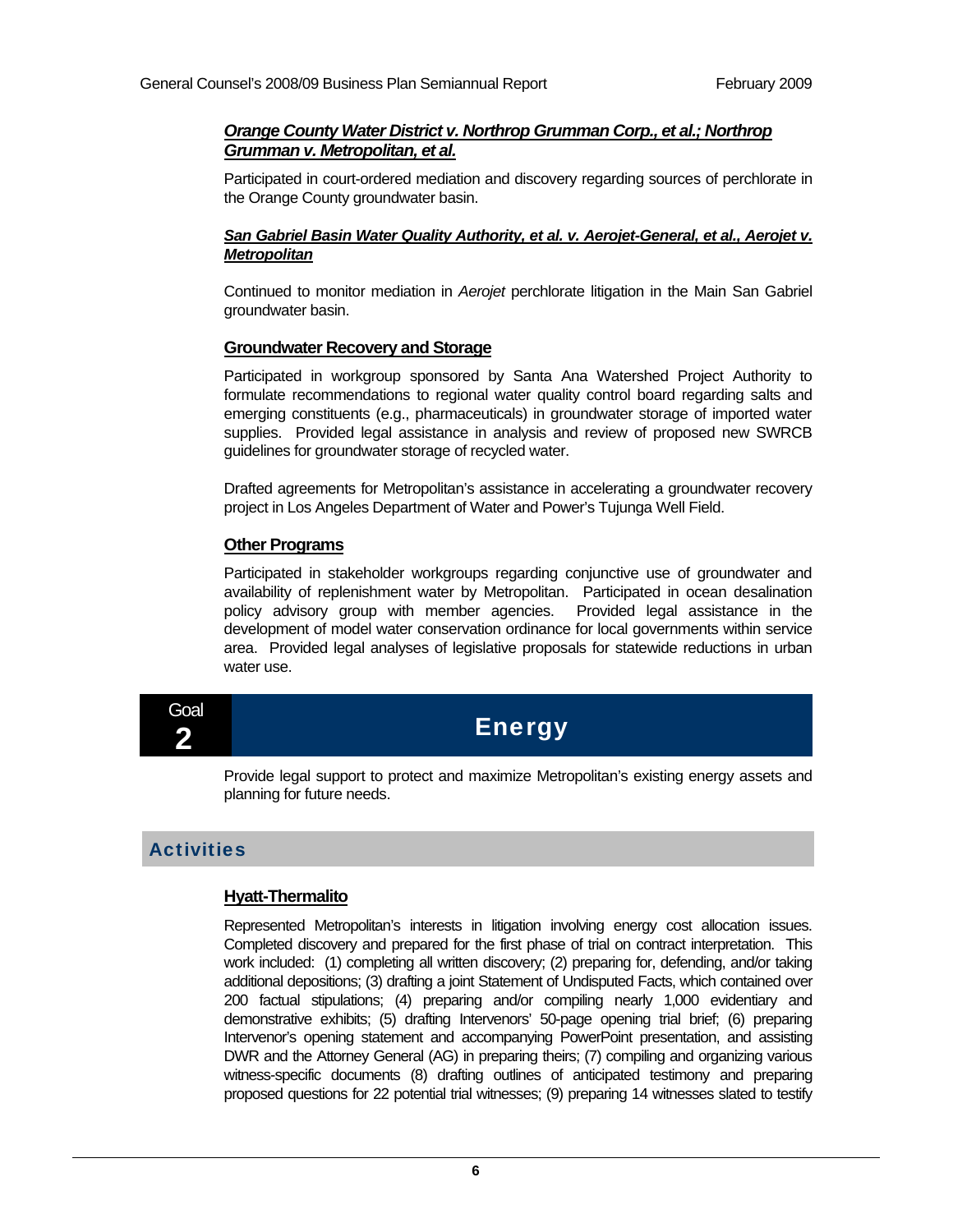***Orange County Water District v. Northrop Grumman Corp., et al.; Northrop Grumman v. Metropolitan, et al.***

Participated in court-ordered mediation and discovery regarding sources of perchlorate in the Orange County groundwater basin.

***San Gabriel Basin Water Quality Authority, et al. v. Aerojet-General, et al., Aerojet v. Metropolitan***

Continued to monitor mediation in *Aerojet* perchlorate litigation in the Main San Gabriel groundwater basin.

**Groundwater Recovery and Storage**

Participated in workgroup sponsored by Santa Ana Watershed Project Authority to formulate recommendations to regional water quality control board regarding salts and emerging constituents (e.g., pharmaceuticals) in groundwater storage of imported water supplies. Provided legal assistance in analysis and review of proposed new SWRCB guidelines for groundwater storage of recycled water.

Drafted agreements for Metropolitan's assistance in accelerating a groundwater recovery project in Los Angeles Department of Water and Power's Tujunga Well Field.

**Other Programs**

Participated in stakeholder workgroups regarding conjunctive use of groundwater and availability of replenishment water by Metropolitan. Participated in ocean desalination policy advisory group with member agencies. Provided legal assistance in the development of model water conservation ordinance for local governments within service area. Provided legal analyses of legislative proposals for statewide reductions in urban water use.

# Goal 2 — Energy

Provide legal support to protect and maximize Metropolitan's existing energy assets and planning for future needs.

## Activities

**Hyatt-Thermalito**

Represented Metropolitan's interests in litigation involving energy cost allocation issues. Completed discovery and prepared for the first phase of trial on contract interpretation. This work included: (1) completing all written discovery; (2) preparing for, defending, and/or taking additional depositions; (3) drafting a joint Statement of Undisputed Facts, which contained over 200 factual stipulations; (4) preparing and/or compiling nearly 1,000 evidentiary and demonstrative exhibits; (5) drafting Intervenors' 50-page opening trial brief; (6) preparing Intervenor's opening statement and accompanying PowerPoint presentation, and assisting DWR and the Attorney General (AG) in preparing theirs; (7) compiling and organizing various witness-specific documents (8) drafting outlines of anticipated testimony and preparing proposed questions for 22 potential trial witnesses; (9) preparing 14 witnesses slated to testify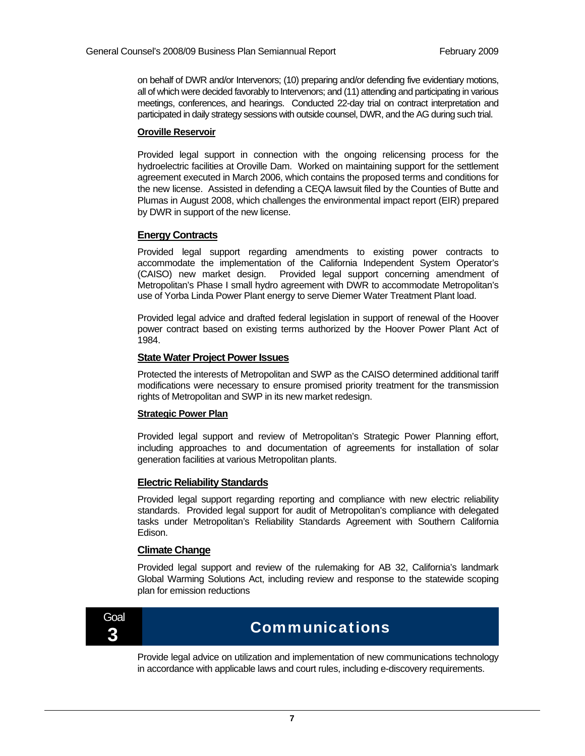on behalf of DWR and/or Intervenors; (10) preparing and/or defending five evidentiary motions, all of which were decided favorably to Intervenors; and (11) attending and participating in various meetings, conferences, and hearings. Conducted 22-day trial on contract interpretation and participated in daily strategy sessions with outside counsel, DWR, and the AG during such trial.

**Oroville Reservoir**

Provided legal support in connection with the ongoing relicensing process for the hydroelectric facilities at Oroville Dam. Worked on maintaining support for the settlement agreement executed in March 2006, which contains the proposed terms and conditions for the new license. Assisted in defending a CEQA lawsuit filed by the Counties of Butte and Plumas in August 2008, which challenges the environmental impact report (EIR) prepared by DWR in support of the new license.

**Energy Contracts**

Provided legal support regarding amendments to existing power contracts to accommodate the implementation of the California Independent System Operator's (CAISO) new market design. Provided legal support concerning amendment of Metropolitan's Phase I small hydro agreement with DWR to accommodate Metropolitan's use of Yorba Linda Power Plant energy to serve Diemer Water Treatment Plant load.

Provided legal advice and drafted federal legislation in support of renewal of the Hoover power contract based on existing terms authorized by the Hoover Power Plant Act of 1984.

**State Water Project Power Issues**

Protected the interests of Metropolitan and SWP as the CAISO determined additional tariff modifications were necessary to ensure promised priority treatment for the transmission rights of Metropolitan and SWP in its new market redesign.

**Strategic Power Plan**

Provided legal support and review of Metropolitan's Strategic Power Planning effort, including approaches to and documentation of agreements for installation of solar generation facilities at various Metropolitan plants.

**Electric Reliability Standards**

Provided legal support regarding reporting and compliance with new electric reliability standards. Provided legal support for audit of Metropolitan's compliance with delegated tasks under Metropolitan's Reliability Standards Agreement with Southern California Edison.

**Climate Change**

Provided legal support and review of the rulemaking for AB 32, California's landmark Global Warming Solutions Act, including review and response to the statewide scoping plan for emission reductions

## Goal 3 Communications

Provide legal advice on utilization and implementation of new communications technology in accordance with applicable laws and court rules, including e-discovery requirements.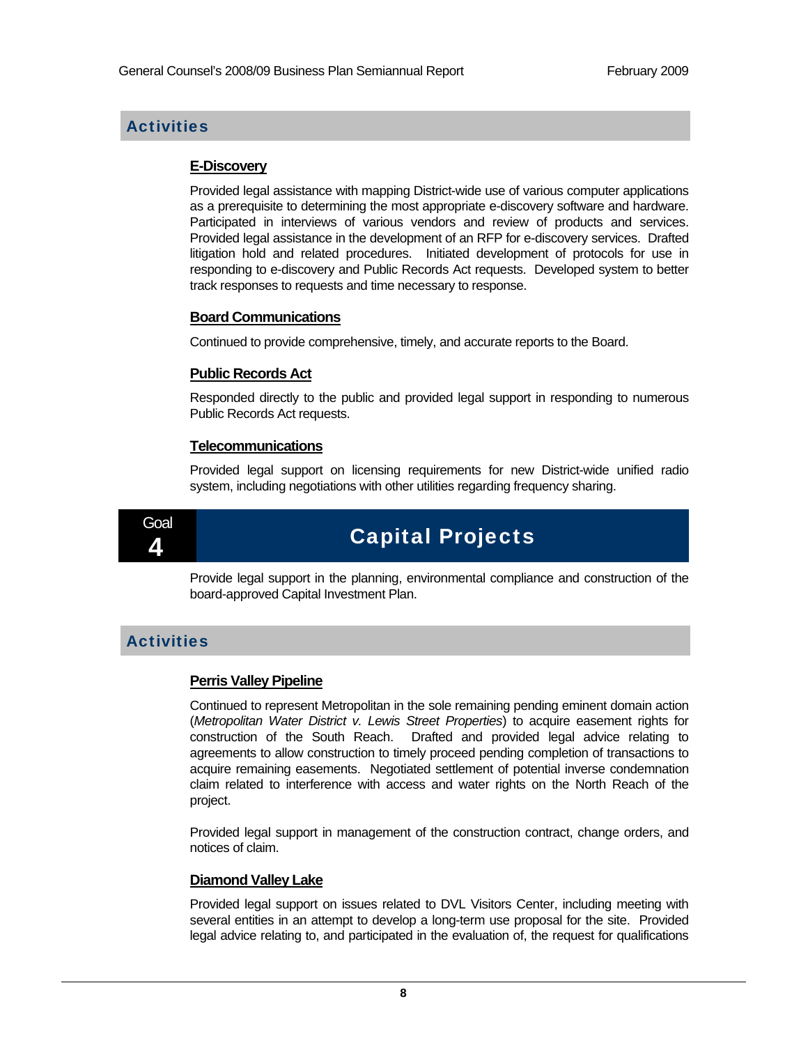## Activities

### E-Discovery

Provided legal assistance with mapping District-wide use of various computer applications as a prerequisite to determining the most appropriate e-discovery software and hardware. Participated in interviews of various vendors and review of products and services. Provided legal assistance in the development of an RFP for e-discovery services. Drafted litigation hold and related procedures. Initiated development of protocols for use in responding to e-discovery and Public Records Act requests. Developed system to better track responses to requests and time necessary to response.

### Board Communications

Continued to provide comprehensive, timely, and accurate reports to the Board.

### Public Records Act

Responded directly to the public and provided legal support in responding to numerous Public Records Act requests.

### Telecommunications

Provided legal support on licensing requirements for new District-wide unified radio system, including negotiations with other utilities regarding frequency sharing.

# Goal 4 Capital Projects

Provide legal support in the planning, environmental compliance and construction of the board-approved Capital Investment Plan.

## Activities

### Perris Valley Pipeline

Continued to represent Metropolitan in the sole remaining pending eminent domain action (*Metropolitan Water District v. Lewis Street Properties*) to acquire easement rights for construction of the South Reach. Drafted and provided legal advice relating to agreements to allow construction to timely proceed pending completion of transactions to acquire remaining easements. Negotiated settlement of potential inverse condemnation claim related to interference with access and water rights on the North Reach of the project.

Provided legal support in management of the construction contract, change orders, and notices of claim.

### Diamond Valley Lake

Provided legal support on issues related to DVL Visitors Center, including meeting with several entities in an attempt to develop a long-term use proposal for the site. Provided legal advice relating to, and participated in the evaluation of, the request for qualifications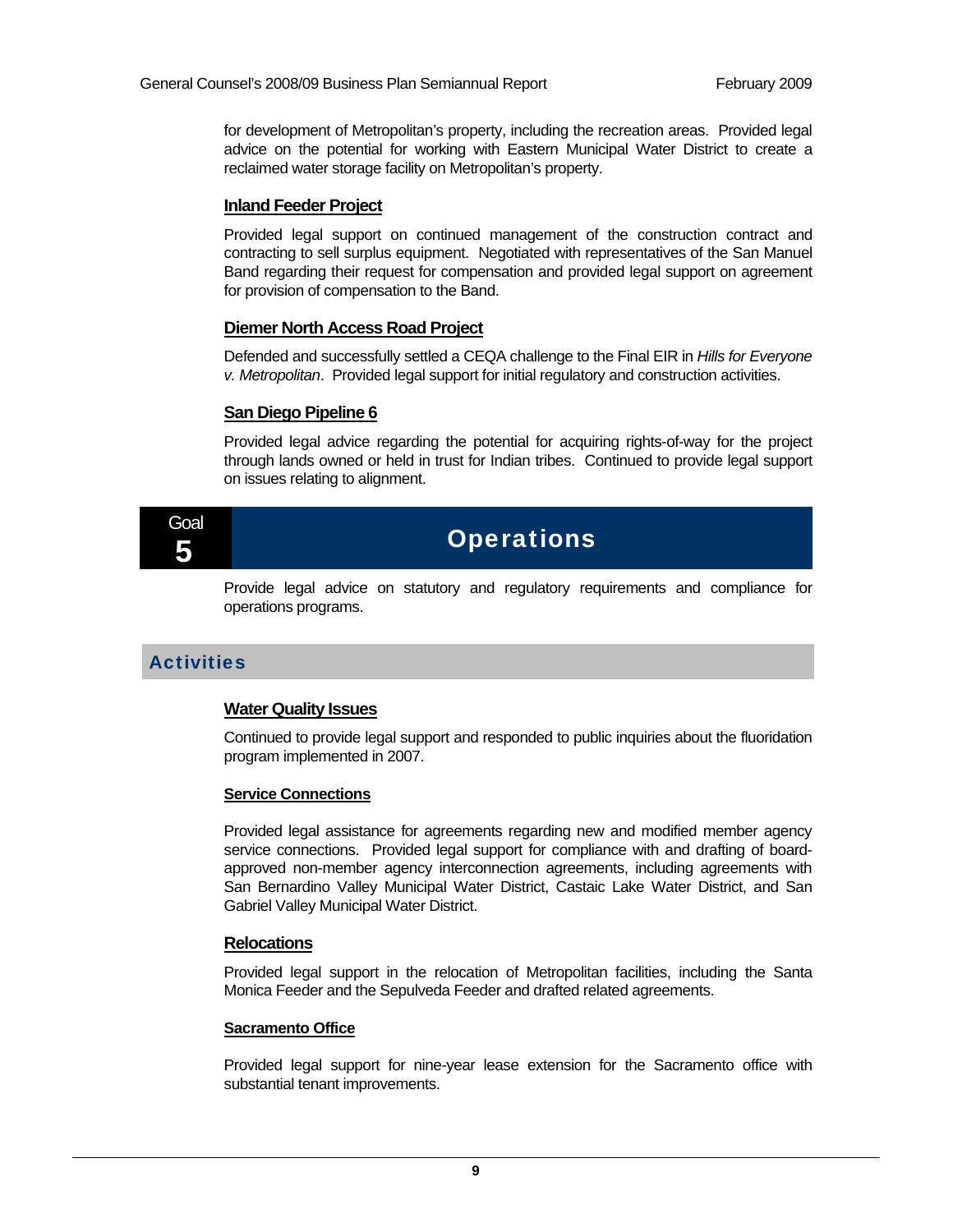for development of Metropolitan's property, including the recreation areas. Provided legal advice on the potential for working with Eastern Municipal Water District to create a reclaimed water storage facility on Metropolitan's property.

### Inland Feeder Project

Provided legal support on continued management of the construction contract and contracting to sell surplus equipment. Negotiated with representatives of the San Manuel Band regarding their request for compensation and provided legal support on agreement for provision of compensation to the Band.

### Diemer North Access Road Project

Defended and successfully settled a CEQA challenge to the Final EIR in *Hills for Everyone v. Metropolitan*. Provided legal support for initial regulatory and construction activities.

### San Diego Pipeline 6

Provided legal advice regarding the potential for acquiring rights-of-way for the project through lands owned or held in trust for Indian tribes. Continued to provide legal support on issues relating to alignment.

# Goal 5 — Operations

Provide legal advice on statutory and regulatory requirements and compliance for operations programs.

## Activities

### Water Quality Issues

Continued to provide legal support and responded to public inquiries about the fluoridation program implemented in 2007.

### Service Connections

Provided legal assistance for agreements regarding new and modified member agency service connections. Provided legal support for compliance with and drafting of board-approved non-member agency interconnection agreements, including agreements with San Bernardino Valley Municipal Water District, Castaic Lake Water District, and San Gabriel Valley Municipal Water District.

### Relocations

Provided legal support in the relocation of Metropolitan facilities, including the Santa Monica Feeder and the Sepulveda Feeder and drafted related agreements.

### Sacramento Office

Provided legal support for nine-year lease extension for the Sacramento office with substantial tenant improvements.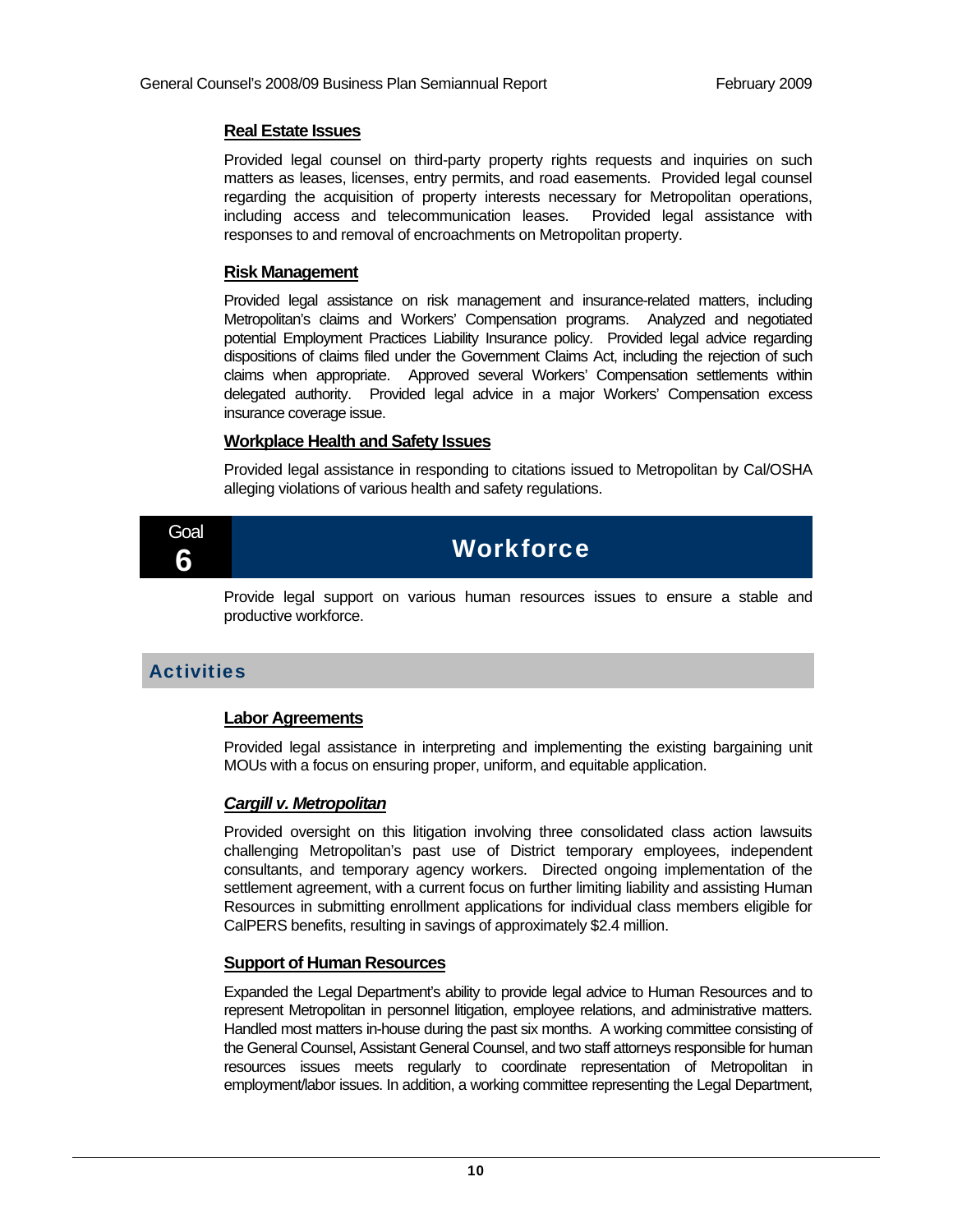### Real Estate Issues

Provided legal counsel on third-party property rights requests and inquiries on such matters as leases, licenses, entry permits, and road easements. Provided legal counsel regarding the acquisition of property interests necessary for Metropolitan operations, including access and telecommunication leases. Provided legal assistance with responses to and removal of encroachments on Metropolitan property.

### Risk Management

Provided legal assistance on risk management and insurance-related matters, including Metropolitan's claims and Workers' Compensation programs. Analyzed and negotiated potential Employment Practices Liability Insurance policy. Provided legal advice regarding dispositions of claims filed under the Government Claims Act, including the rejection of such claims when appropriate. Approved several Workers' Compensation settlements within delegated authority. Provided legal advice in a major Workers' Compensation excess insurance coverage issue.

### Workplace Health and Safety Issues

Provided legal assistance in responding to citations issued to Metropolitan by Cal/OSHA alleging violations of various health and safety regulations.

## Goal 6 Workforce

Provide legal support on various human resources issues to ensure a stable and productive workforce.

## Activities

### Labor Agreements

Provided legal assistance in interpreting and implementing the existing bargaining unit MOUs with a focus on ensuring proper, uniform, and equitable application.

### *Cargill v. Metropolitan*

Provided oversight on this litigation involving three consolidated class action lawsuits challenging Metropolitan's past use of District temporary employees, independent consultants, and temporary agency workers. Directed ongoing implementation of the settlement agreement, with a current focus on further limiting liability and assisting Human Resources in submitting enrollment applications for individual class members eligible for CalPERS benefits, resulting in savings of approximately $2.4 million.

### Support of Human Resources

Expanded the Legal Department's ability to provide legal advice to Human Resources and to represent Metropolitan in personnel litigation, employee relations, and administrative matters. Handled most matters in-house during the past six months. A working committee consisting of the General Counsel, Assistant General Counsel, and two staff attorneys responsible for human resources issues meets regularly to coordinate representation of Metropolitan in employment/labor issues. In addition, a working committee representing the Legal Department,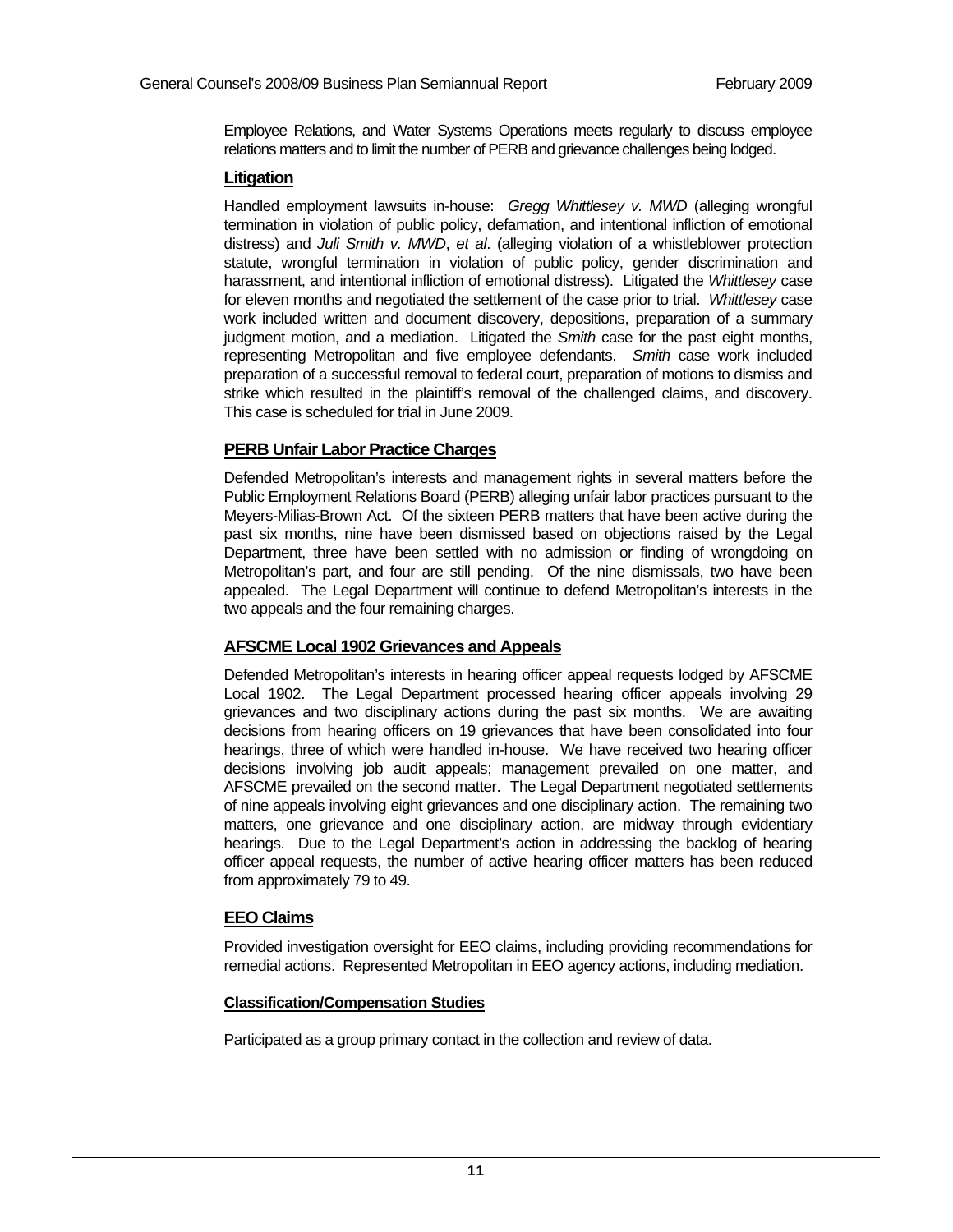Employee Relations, and Water Systems Operations meets regularly to discuss employee relations matters and to limit the number of PERB and grievance challenges being lodged.

## Litigation

Handled employment lawsuits in-house: *Gregg Whittlesey v. MWD* (alleging wrongful termination in violation of public policy, defamation, and intentional infliction of emotional distress) and *Juli Smith v. MWD*, *et al*. (alleging violation of a whistleblower protection statute, wrongful termination in violation of public policy, gender discrimination and harassment, and intentional infliction of emotional distress). Litigated the *Whittlesey* case for eleven months and negotiated the settlement of the case prior to trial. *Whittlesey* case work included written and document discovery, depositions, preparation of a summary judgment motion, and a mediation. Litigated the *Smith* case for the past eight months, representing Metropolitan and five employee defendants. *Smith* case work included preparation of a successful removal to federal court, preparation of motions to dismiss and strike which resulted in the plaintiff's removal of the challenged claims, and discovery. This case is scheduled for trial in June 2009.

## PERB Unfair Labor Practice Charges

Defended Metropolitan's interests and management rights in several matters before the Public Employment Relations Board (PERB) alleging unfair labor practices pursuant to the Meyers-Milias-Brown Act. Of the sixteen PERB matters that have been active during the past six months, nine have been dismissed based on objections raised by the Legal Department, three have been settled with no admission or finding of wrongdoing on Metropolitan's part, and four are still pending. Of the nine dismissals, two have been appealed. The Legal Department will continue to defend Metropolitan's interests in the two appeals and the four remaining charges.

## AFSCME Local 1902 Grievances and Appeals

Defended Metropolitan's interests in hearing officer appeal requests lodged by AFSCME Local 1902. The Legal Department processed hearing officer appeals involving 29 grievances and two disciplinary actions during the past six months. We are awaiting decisions from hearing officers on 19 grievances that have been consolidated into four hearings, three of which were handled in-house. We have received two hearing officer decisions involving job audit appeals; management prevailed on one matter, and AFSCME prevailed on the second matter. The Legal Department negotiated settlements of nine appeals involving eight grievances and one disciplinary action. The remaining two matters, one grievance and one disciplinary action, are midway through evidentiary hearings. Due to the Legal Department's action in addressing the backlog of hearing officer appeal requests, the number of active hearing officer matters has been reduced from approximately 79 to 49.

## EEO Claims

Provided investigation oversight for EEO claims, including providing recommendations for remedial actions. Represented Metropolitan in EEO agency actions, including mediation.

### Classification/Compensation Studies

Participated as a group primary contact in the collection and review of data.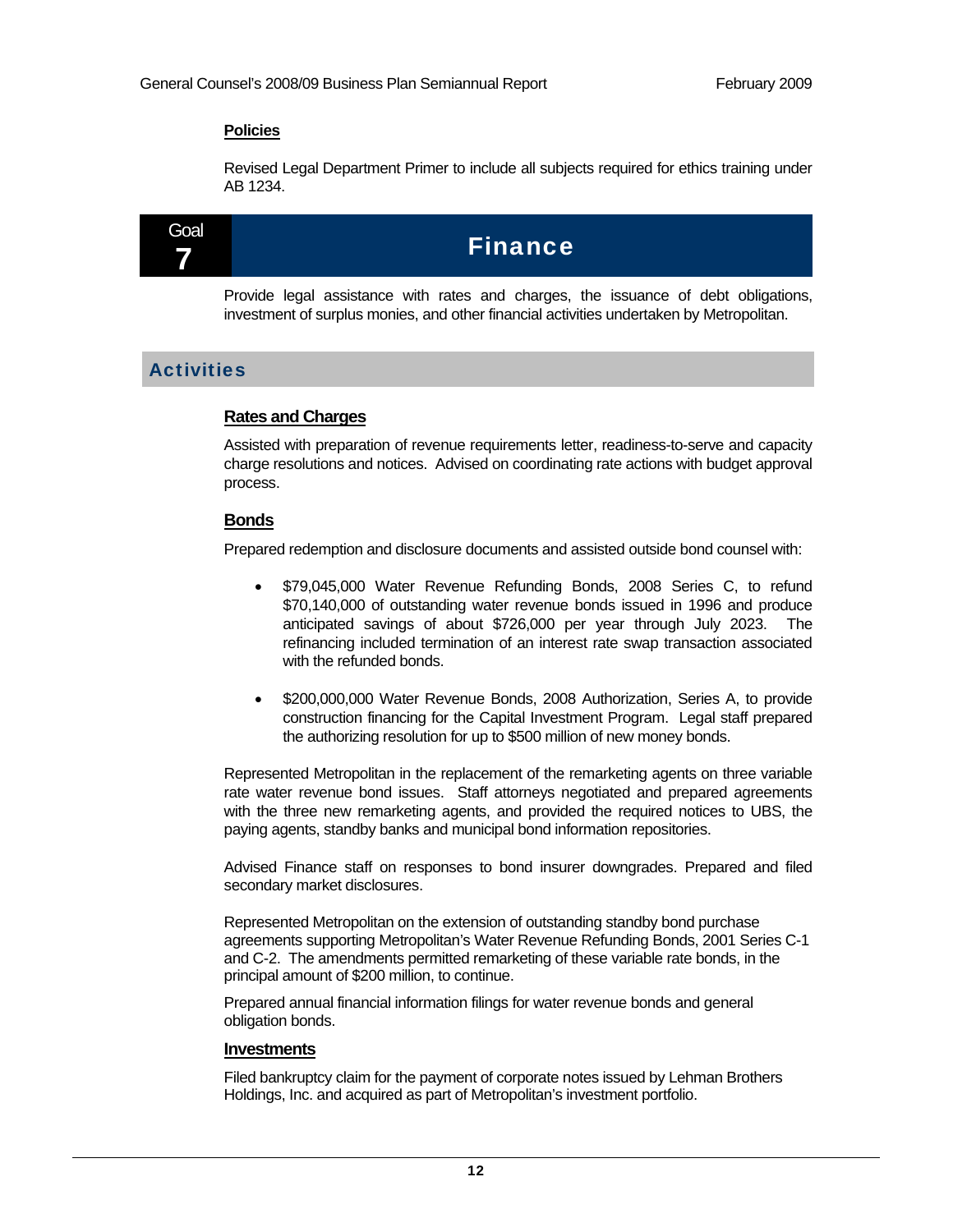### Policies

Revised Legal Department Primer to include all subjects required for ethics training under AB 1234.

## Goal 7 Finance

Provide legal assistance with rates and charges, the issuance of debt obligations, investment of surplus monies, and other financial activities undertaken by Metropolitan.

## Activities

### Rates and Charges

Assisted with preparation of revenue requirements letter, readiness-to-serve and capacity charge resolutions and notices. Advised on coordinating rate actions with budget approval process.

### Bonds

Prepared redemption and disclosure documents and assisted outside bond counsel with:

- $79,045,000 Water Revenue Refunding Bonds, 2008 Series C, to refund $70,140,000 of outstanding water revenue bonds issued in 1996 and produce anticipated savings of about $726,000 per year through July 2023. The refinancing included termination of an interest rate swap transaction associated with the refunded bonds.

- $200,000,000 Water Revenue Bonds, 2008 Authorization, Series A, to provide construction financing for the Capital Investment Program. Legal staff prepared the authorizing resolution for up to $500 million of new money bonds.

Represented Metropolitan in the replacement of the remarketing agents on three variable rate water revenue bond issues. Staff attorneys negotiated and prepared agreements with the three new remarketing agents, and provided the required notices to UBS, the paying agents, standby banks and municipal bond information repositories.

Advised Finance staff on responses to bond insurer downgrades. Prepared and filed secondary market disclosures.

Represented Metropolitan on the extension of outstanding standby bond purchase agreements supporting Metropolitan's Water Revenue Refunding Bonds, 2001 Series C-1 and C-2. The amendments permitted remarketing of these variable rate bonds, in the principal amount of $200 million, to continue.

Prepared annual financial information filings for water revenue bonds and general obligation bonds.

### Investments

Filed bankruptcy claim for the payment of corporate notes issued by Lehman Brothers Holdings, Inc. and acquired as part of Metropolitan's investment portfolio.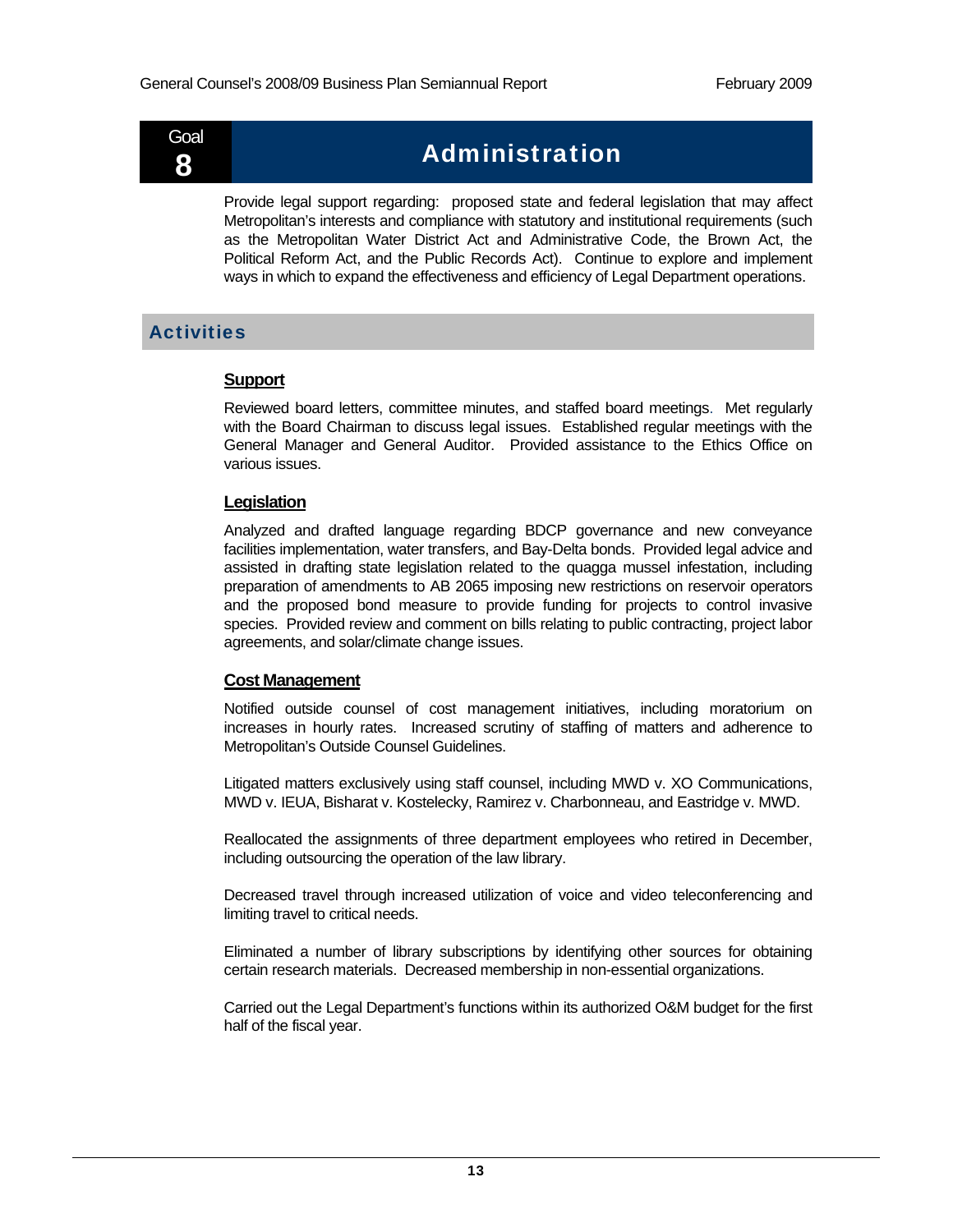# Goal 8 Administration

Provide legal support regarding: proposed state and federal legislation that may affect Metropolitan's interests and compliance with statutory and institutional requirements (such as the Metropolitan Water District Act and Administrative Code, the Brown Act, the Political Reform Act, and the Public Records Act). Continue to explore and implement ways in which to expand the effectiveness and efficiency of Legal Department operations.

## Activities

### Support

Reviewed board letters, committee minutes, and staffed board meetings. Met regularly with the Board Chairman to discuss legal issues. Established regular meetings with the General Manager and General Auditor. Provided assistance to the Ethics Office on various issues.

### Legislation

Analyzed and drafted language regarding BDCP governance and new conveyance facilities implementation, water transfers, and Bay-Delta bonds. Provided legal advice and assisted in drafting state legislation related to the quagga mussel infestation, including preparation of amendments to AB 2065 imposing new restrictions on reservoir operators and the proposed bond measure to provide funding for projects to control invasive species. Provided review and comment on bills relating to public contracting, project labor agreements, and solar/climate change issues.

### Cost Management

Notified outside counsel of cost management initiatives, including moratorium on increases in hourly rates. Increased scrutiny of staffing of matters and adherence to Metropolitan's Outside Counsel Guidelines.

Litigated matters exclusively using staff counsel, including MWD v. XO Communications, MWD v. IEUA, Bisharat v. Kostelecky, Ramirez v. Charbonneau, and Eastridge v. MWD.

Reallocated the assignments of three department employees who retired in December, including outsourcing the operation of the law library.

Decreased travel through increased utilization of voice and video teleconferencing and limiting travel to critical needs.

Eliminated a number of library subscriptions by identifying other sources for obtaining certain research materials. Decreased membership in non-essential organizations.

Carried out the Legal Department's functions within its authorized O&M budget for the first half of the fiscal year.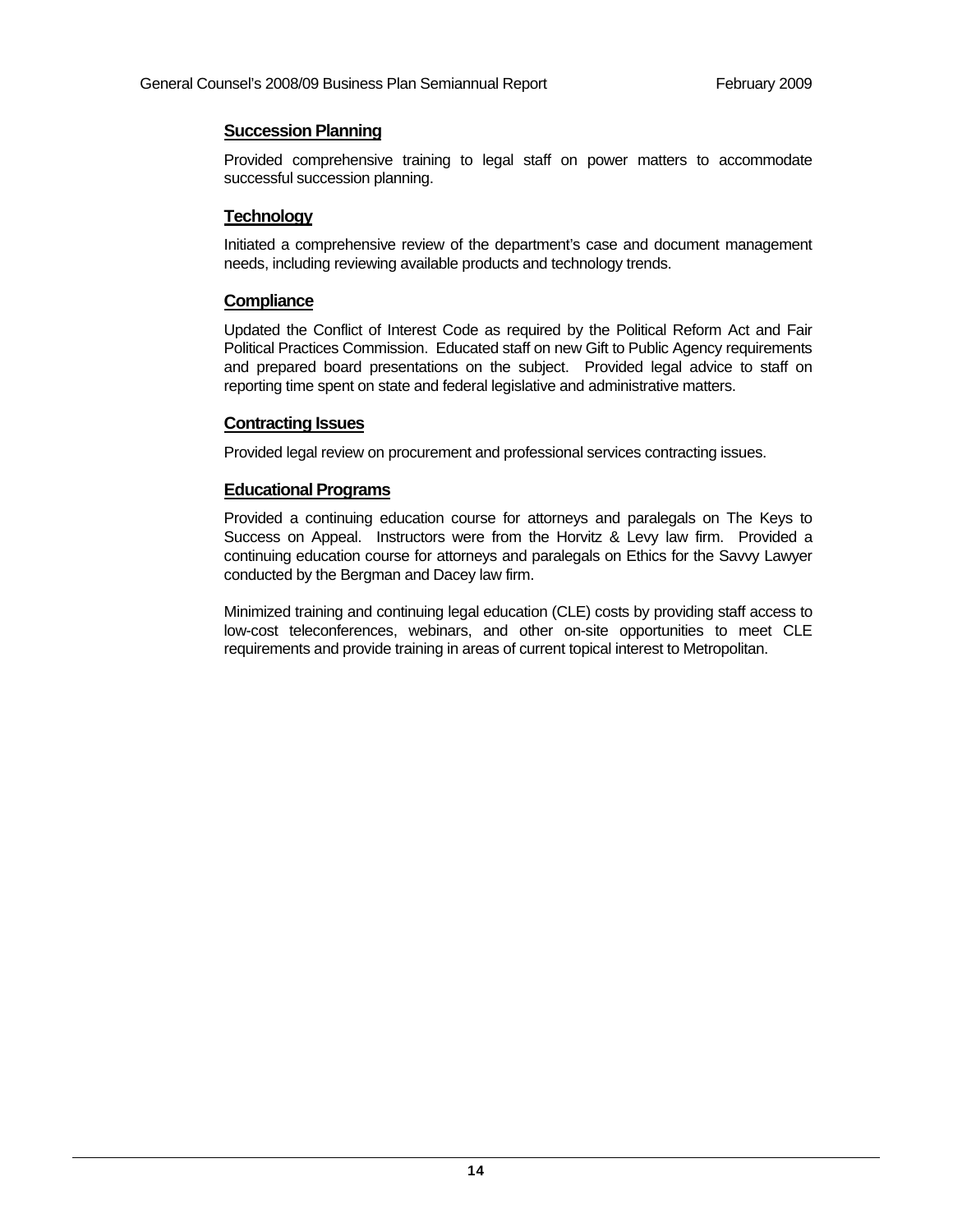### Succession Planning

Provided comprehensive training to legal staff on power matters to accommodate successful succession planning.

### Technology

Initiated a comprehensive review of the department's case and document management needs, including reviewing available products and technology trends.

### Compliance

Updated the Conflict of Interest Code as required by the Political Reform Act and Fair Political Practices Commission. Educated staff on new Gift to Public Agency requirements and prepared board presentations on the subject. Provided legal advice to staff on reporting time spent on state and federal legislative and administrative matters.

### Contracting Issues

Provided legal review on procurement and professional services contracting issues.

### Educational Programs

Provided a continuing education course for attorneys and paralegals on The Keys to Success on Appeal. Instructors were from the Horvitz & Levy law firm. Provided a continuing education course for attorneys and paralegals on Ethics for the Savvy Lawyer conducted by the Bergman and Dacey law firm.

Minimized training and continuing legal education (CLE) costs by providing staff access to low-cost teleconferences, webinars, and other on-site opportunities to meet CLE requirements and provide training in areas of current topical interest to Metropolitan.